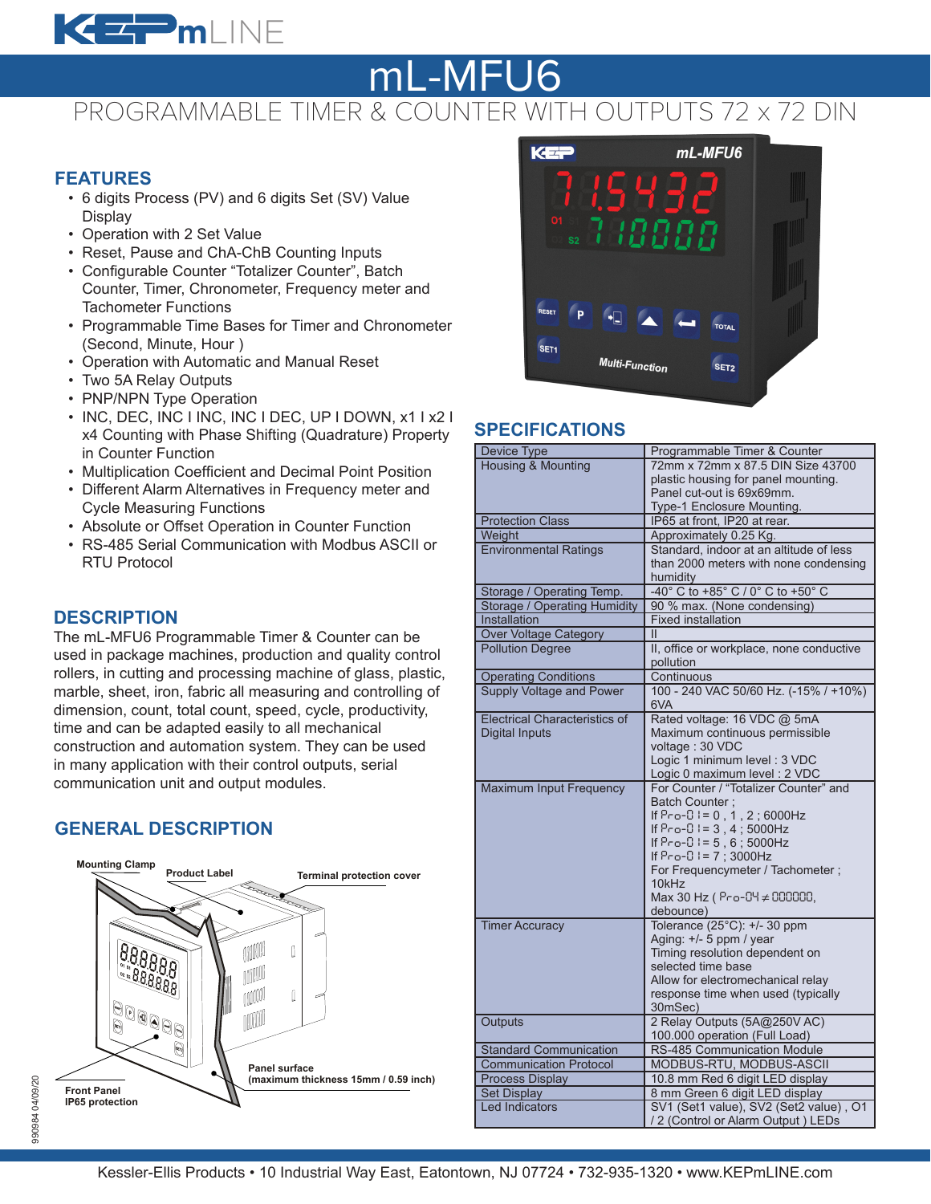# mL-MFU6

## PROGRAMMABLE TIMER & COUNTER WITH OUTPUTS 72 x 72 DIN

## FEATURES

- 6 digits Process (PV) and 6 digits Set (SV) Value Display
- Operation with 2 Set Value
- Reset, Pause and ChA-ChB Counting Inputs
- Configurable Counter "Totalizer Counter", Batch Counter, Timer, Chronometer, Frequency meter and Tachometer Functions
- Programmable Time Bases for Timer and Chronometer (Second, Minute, Hour )
- Operation with Automatic and Manual Reset
- Two 5A Relay Outputs
- PNP/NPN Type Operation
- INC, DEC, INC I INC, INC I DEC, UP I DOWN, x1 I x2 I x4 Counting with Phase Shifting (Quadrature) Property in Counter Function
- Multiplication Coefficient and Decimal Point Position
- Different Alarm Alternatives in Frequency meter and Cycle Measuring Functions
- Absolute or Offset Operation in Counter Function
- RS-485 Serial Communication with Modbus ASCII or RTU Protocol

## DESCRIPTION

The mL-MFU6 Programmable Timer & Counter can be used in package machines, production and quality control rollers, in cutting and processing machine of glass, plastic, marble, sheet, iron, fabric all measuring and controlling of dimension, count, total count, speed, cycle, productivity, time and can be adapted easily to all mechanical construction and automation system. They can be used in many application with their control outputs, serial communication unit and output modules.

## GENERAL DESCRIPTION

Mounting Clamp

Product Label

Terminal protection cover

Panel surface (maximum thickness 15mm / 0.59 inch)

Front Panel IP65 protection

## SPECIFICATIONS

| | |
|---|---|
| Device Type | Programmable Timer & Counter |
| Housing & Mounting | 72mm x 72mm x 87.5 DIN Size 43700 plastic housing for panel mounting. Panel cut-out is 69x69mm. Type-1 Enclosure Mounting. |
| Protection Class | IP65 at front, IP20 at rear. |
| Weight | Approximately 0.25 Kg. |
| Environmental Ratings | Standard, indoor at an altitude of less than 2000 meters with none condensing humidity |
| Storage / Operating Temp. | -40° C to +85° C / 0° C to +50° C |
| Storage / Operating Humidity | 90 % max. (None condensing) |
| Installation | Fixed installation |
| Over Voltage Category | II |
| Pollution Degree | II, office or workplace, none conductive pollution |
| Operating Conditions | Continuous |
| Supply Voltage and Power | 100 - 240 VAC 50/60 Hz. (-15% / +10%) 6VA |
| Electrical Characteristics of Digital Inputs | Rated voltage: 16 VDC @ 5mA<br>Maximum continuous permissible voltage : 30 VDC<br>Logic 1 minimum level : 3 VDC<br>Logic 0 maximum level : 2 VDC |
| Maximum Input Frequency | For Counter / "Totalizer Counter" and Batch Counter ;<br>If Pro-01 = 0 , 1 , 2 ; 6000Hz<br>If Pro-01 = 3 , 4 ; 5000Hz<br>If Pro-01 = 5 , 6 ; 5000Hz<br>If Pro-01 = 7 ; 3000Hz<br>For Frequencymeter / Tachometer ; 10kHz<br>Max 30 Hz ( Pro-04 ≠ 000000, debounce) |
| Timer Accuracy | Tolerance (25°C): +/- 30 ppm<br>Aging: +/- 5 ppm / year<br>Timing resolution dependent on selected time base<br>Allow for electromechanical relay response time when used (typically 30mSec) |
| Outputs | 2 Relay Outputs (5A@250V AC)<br>100.000 operation (Full Load) |
| Standard Communication | RS-485 Communication Module |
| Communication Protocol | MODBUS-RTU, MODBUS-ASCII |
| Process Display | 10.8 mm Red 6 digit LED display |
| Set Display | 8 mm Green 6 digit LED display |
| Led Indicators | SV1 (Set1 value), SV2 (Set2 value) , O1 / 2 (Control or Alarm Output ) LEDs |

990984 04/09/20

Kessler-Ellis Products • 10 Industrial Way East, Eatontown, NJ 07724 • 732-935-1320 • www.KEPmLINE.com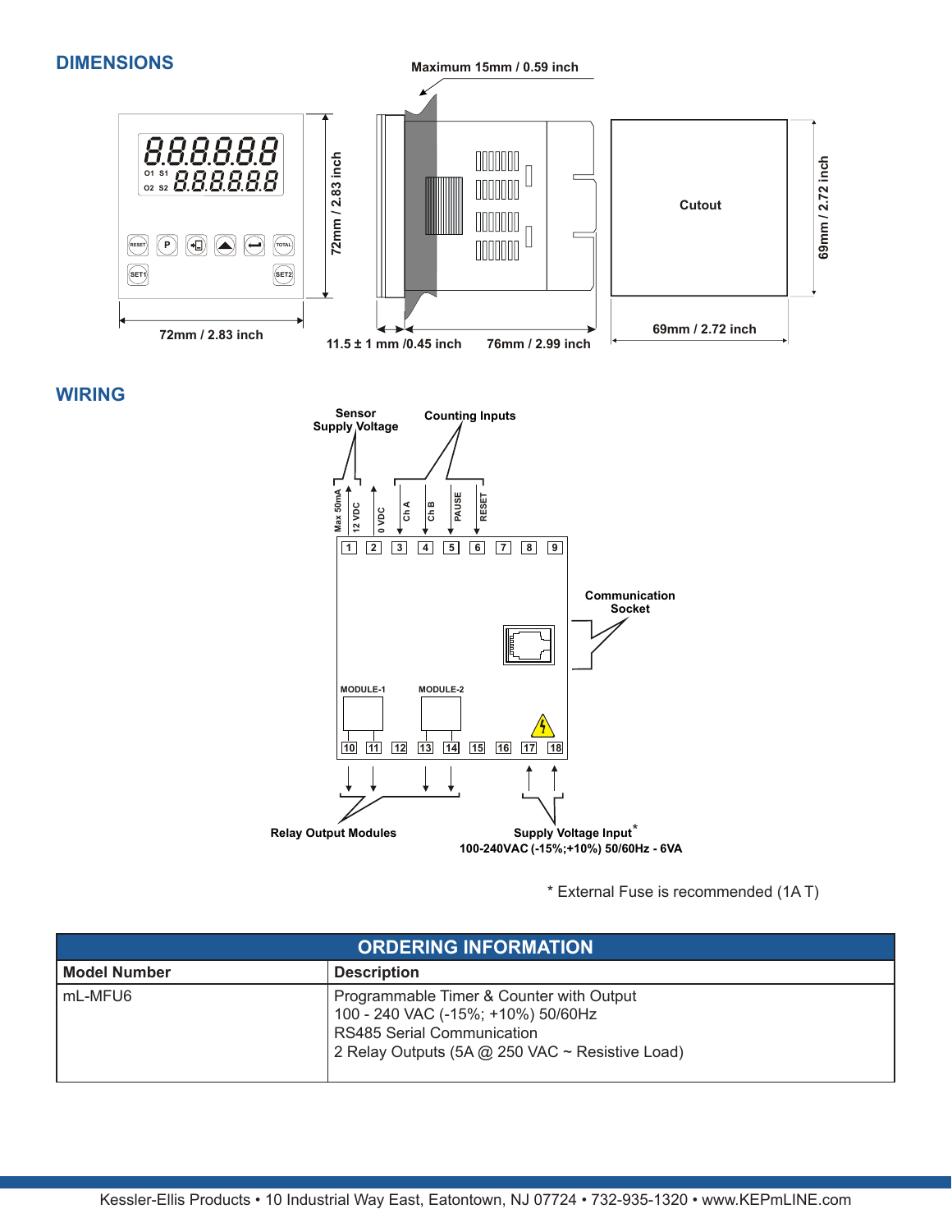## DIMENSIONS

Maximum 15mm / 0.59 inch

72mm / 2.83 inch

72mm / 2.83 inch

11.5 ± 1 mm /0.45 inch

76mm / 2.99 inch

Cutout

69mm / 2.72 inch

69mm / 2.72 inch

## WIRING

Sensor Supply Voltage

Counting Inputs

Max 50mA

12 VDC

0 VDC

Ch A

Ch B

PAUSE

RESET

1 2 3 4 5 6 7 8 9

Communication Socket

MODULE-1

MODULE-2

10 11 12 13 14 15 16 17 18

Relay Output Modules

Supply Voltage Input*
100-240VAC (-15%;+10%) 50/60Hz - 6VA

\* External Fuse is recommended (1A T)

| ORDERING INFORMATION | |
|---|---|
| **Model Number** | **Description** |
| mL-MFU6 | Programmable Timer & Counter with Output<br>100 - 240 VAC (-15%; +10%) 50/60Hz<br>RS485 Serial Communication<br>2 Relay Outputs (5A @ 250 VAC ~ Resistive Load) |

Kessler-Ellis Products • 10 Industrial Way East, Eatontown, NJ 07724 • 732-935-1320 • www.KEPmLINE.com